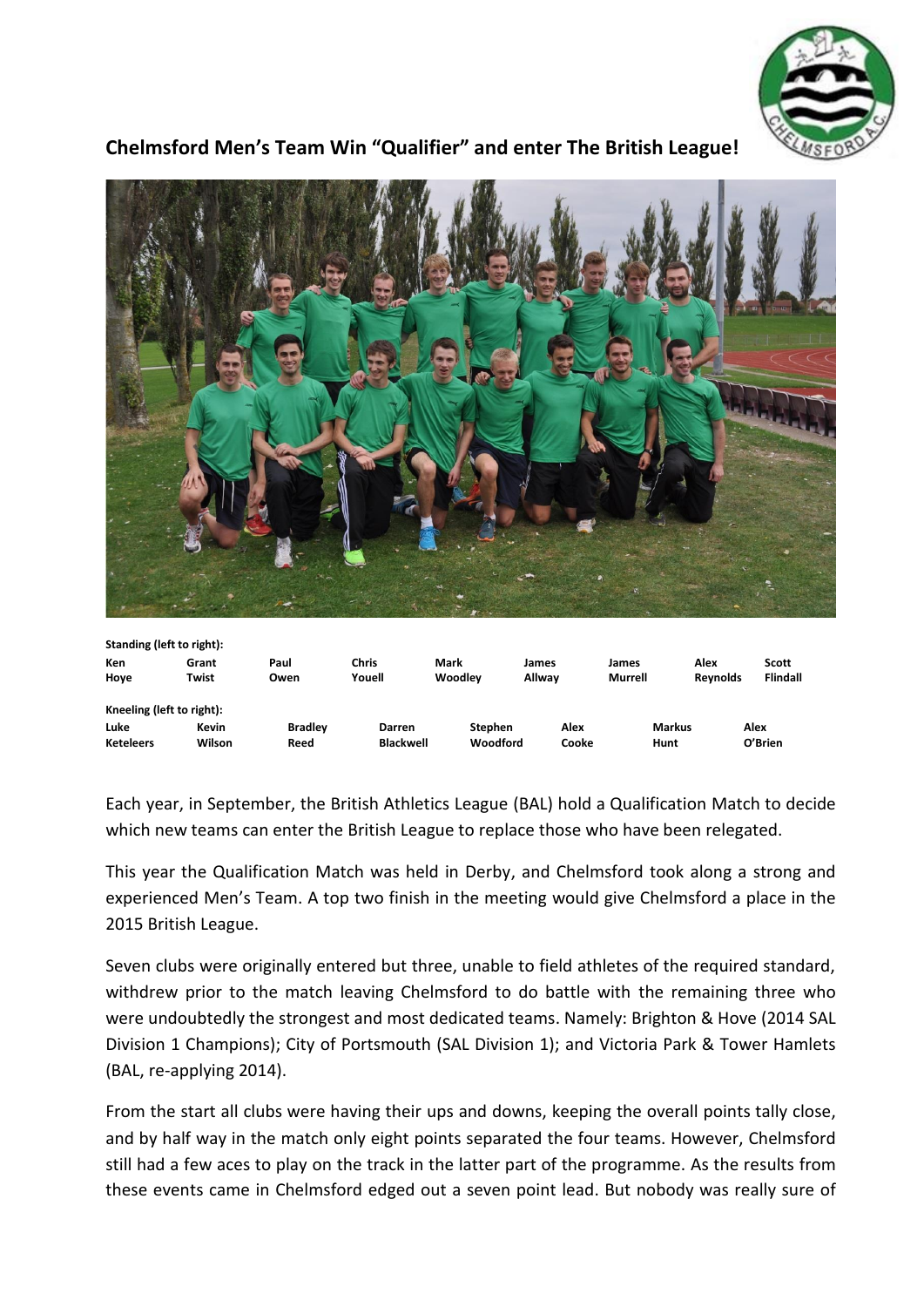## Chelmsford Men's Team Win "Qualifier" and enter The British League!

**Standing (left to right):**

| Ken Hoye | Grant Twist | Paul Owen | Chris Youell | Mark Woodley | James Allway | James Murrell | Alex Reynolds | Scott Flindall |
|---|---|---|---|---|---|---|---|---|

**Kneeling (left to right):**

| Luke Keteleers | Kevin Wilson | Bradley Reed | Darren Blackwell | Stephen Woodford | Alex Cooke | Markus Hunt | Alex O'Brien |
|---|---|---|---|---|---|---|---|

Each year, in September, the British Athletics League (BAL) hold a Qualification Match to decide which new teams can enter the British League to replace those who have been relegated.

This year the Qualification Match was held in Derby, and Chelmsford took along a strong and experienced Men's Team. A top two finish in the meeting would give Chelmsford a place in the 2015 British League.

Seven clubs were originally entered but three, unable to field athletes of the required standard, withdrew prior to the match leaving Chelmsford to do battle with the remaining three who were undoubtedly the strongest and most dedicated teams. Namely: Brighton & Hove (2014 SAL Division 1 Champions); City of Portsmouth (SAL Division 1); and Victoria Park & Tower Hamlets (BAL, re-applying 2014).

From the start all clubs were having their ups and downs, keeping the overall points tally close, and by half way in the match only eight points separated the four teams. However, Chelmsford still had a few aces to play on the track in the latter part of the programme. As the results from these events came in Chelmsford edged out a seven point lead. But nobody was really sure of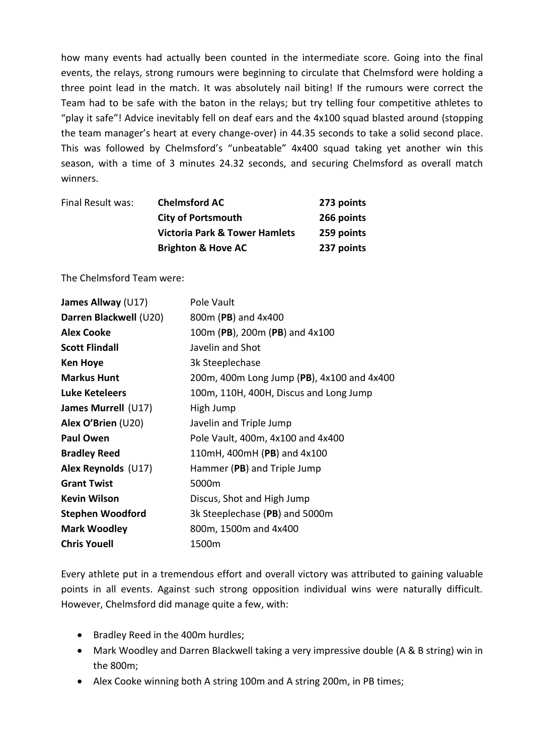how many events had actually been counted in the intermediate score. Going into the final events, the relays, strong rumours were beginning to circulate that Chelmsford were holding a three point lead in the match. It was absolutely nail biting! If the rumours were correct the Team had to be safe with the baton in the relays; but try telling four competitive athletes to "play it safe"! Advice inevitably fell on deaf ears and the 4x100 squad blasted around (stopping the team manager's heart at every change-over) in 44.35 seconds to take a solid second place. This was followed by Chelmsford's "unbeatable" 4x400 squad taking yet another win this season, with a time of 3 minutes 24.32 seconds, and securing Chelmsford as overall match winners.

| Final Result was: | | |
|---|---|---|
| | **Chelmsford AC** | **273 points** |
| | **City of Portsmouth** | **266 points** |
| | **Victoria Park & Tower Hamlets** | **259 points** |
| | **Brighton & Hove AC** | **237 points** |

The Chelmsford Team were:

| Athlete | Events |
|---|---|
| **James Allway** (U17) | Pole Vault |
| **Darren Blackwell** (U20) | 800m (**PB**) and 4x400 |
| **Alex Cooke** | 100m (**PB**), 200m (**PB**) and 4x100 |
| **Scott Flindall** | Javelin and Shot |
| **Ken Hoye** | 3k Steeplechase |
| **Markus Hunt** | 200m, 400m Long Jump (**PB**), 4x100 and 4x400 |
| **Luke Keteleers** | 100m, 110H, 400H, Discus and Long Jump |
| **James Murrell** (U17) | High Jump |
| **Alex O'Brien** (U20) | Javelin and Triple Jump |
| **Paul Owen** | Pole Vault, 400m, 4x100 and 4x400 |
| **Bradley Reed** | 110mH, 400mH (**PB**) and 4x100 |
| **Alex Reynolds** (U17) | Hammer (**PB**) and Triple Jump |
| **Grant Twist** | 5000m |
| **Kevin Wilson** | Discus, Shot and High Jump |
| **Stephen Woodford** | 3k Steeplechase (**PB**) and 5000m |
| **Mark Woodley** | 800m, 1500m and 4x400 |
| **Chris Youell** | 1500m |

Every athlete put in a tremendous effort and overall victory was attributed to gaining valuable points in all events. Against such strong opposition individual wins were naturally difficult. However, Chelmsford did manage quite a few, with:

- Bradley Reed in the 400m hurdles;
- Mark Woodley and Darren Blackwell taking a very impressive double (A & B string) win in the 800m;
- Alex Cooke winning both A string 100m and A string 200m, in PB times;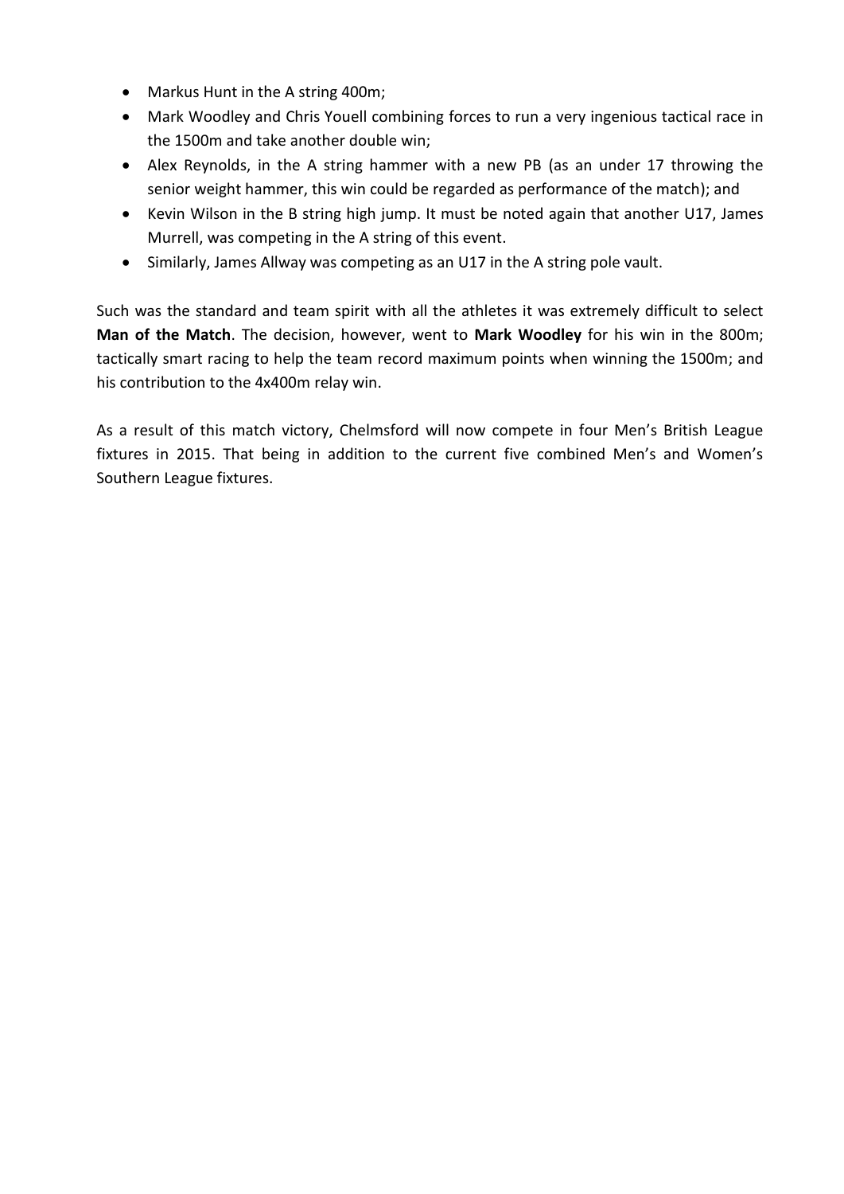- Markus Hunt in the A string 400m;
- Mark Woodley and Chris Youell combining forces to run a very ingenious tactical race in the 1500m and take another double win;
- Alex Reynolds, in the A string hammer with a new PB (as an under 17 throwing the senior weight hammer, this win could be regarded as performance of the match); and
- Kevin Wilson in the B string high jump. It must be noted again that another U17, James Murrell, was competing in the A string of this event.
- Similarly, James Allway was competing as an U17 in the A string pole vault.

Such was the standard and team spirit with all the athletes it was extremely difficult to select **Man of the Match**. The decision, however, went to **Mark Woodley** for his win in the 800m; tactically smart racing to help the team record maximum points when winning the 1500m; and his contribution to the 4x400m relay win.

As a result of this match victory, Chelmsford will now compete in four Men's British League fixtures in 2015. That being in addition to the current five combined Men's and Women's Southern League fixtures.